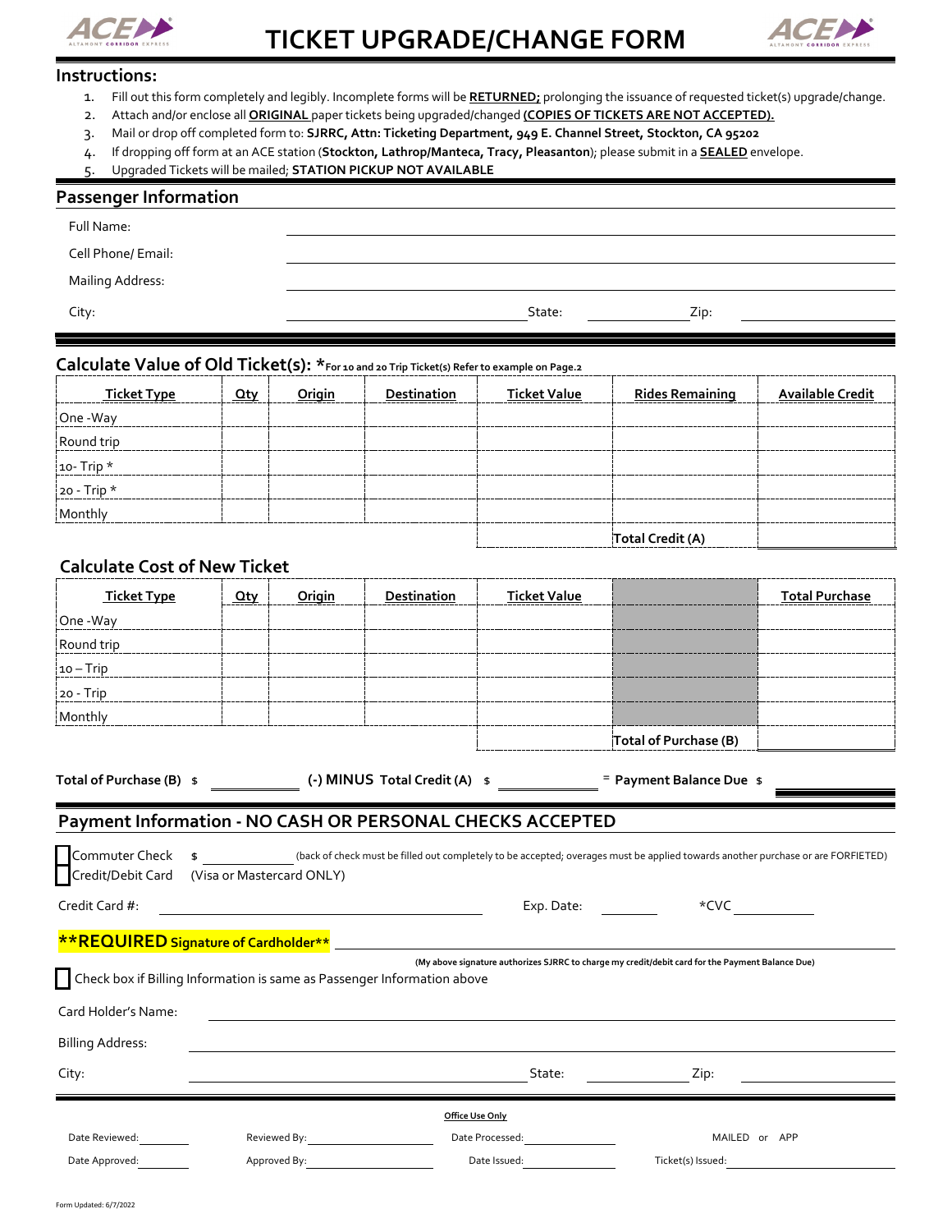# TICKET UPGRADE/CHANGE FORM

## Instructions:

1. Fill out this form completely and legibly. Incomplete forms will be **RETURNED;** prolonging the issuance of requested ticket(s) upgrade/change.
2. Attach and/or enclose all **ORIGINAL** paper tickets being upgraded/changed **(COPIES OF TICKETS ARE NOT ACCEPTED).**
3. Mail or drop off completed form to: **SJRRC, Attn: Ticketing Department, 949 E. Channel Street, Stockton, CA 95202**
4. If dropping off form at an ACE station (**Stockton, Lathrop/Manteca, Tracy, Pleasanton**); please submit in a **SEALED** envelope.
5. Upgraded Tickets will be mailed; **STATION PICKUP NOT AVAILABLE**

## Passenger Information

Full Name: ______________________

Cell Phone/ Email: ______________________

Mailing Address: ______________________

City: ______________ State: ________ Zip: ________

## Calculate Value of Old Ticket(s): *For 10 and 20 Trip Ticket(s) Refer to example on Page.2

| Ticket Type | Qty | Origin | Destination | Ticket Value | Rides Remaining | Available Credit |
|---|---|---|---|---|---|---|
| One -Way | | | | | | |
| Round trip | | | | | | |
| 10- Trip * | | | | | | |
| 20 - Trip * | | | | | | |
| Monthly | | | | | | |
| | | | | | Total Credit (A) | |

## Calculate Cost of New Ticket

| Ticket Type | Qty | Origin | Destination | Ticket Value | | Total Purchase |
|---|---|---|---|---|---|---|
| One -Way | | | | | | |
| Round trip | | | | | | |
| 10 – Trip | | | | | | |
| 20 - Trip | | | | | | |
| Monthly | | | | | | |
| | | | | | Total of Purchase (B) | |

**Total of Purchase (B)** $ ________ **(-) MINUS Total Credit (A)** $ ________ = **Payment Balance Due** $ ________

## Payment Information - NO CASH OR PERSONAL CHECKS ACCEPTED

☐ Commuter Check $ ________ (back of check must be filled out completely to be accepted; overages must be applied towards another purchase or are FORFIETED)

☐ Credit/Debit Card (Visa or Mastercard ONLY)

Credit Card #: ______________________ Exp. Date: ________ *CVC ________

**\*\*REQUIRED Signature of Cardholder\*\*** ______________________

**(My above signature authorizes SJRRC to charge my credit/debit card for the Payment Balance Due)**

☐ Check box if Billing Information is same as Passenger Information above

Card Holder's Name: ______________________

Billing Address: ______________________

City: ______________ State: ________ Zip: ________

**Office Use Only**

Date Reviewed: ________ Reviewed By: ________ Date Processed: ________ MAILED or APP

Date Approved: ________ Approved By: ________ Date Issued: ________ Ticket(s) Issued: ________

Form Updated: 6/7/2022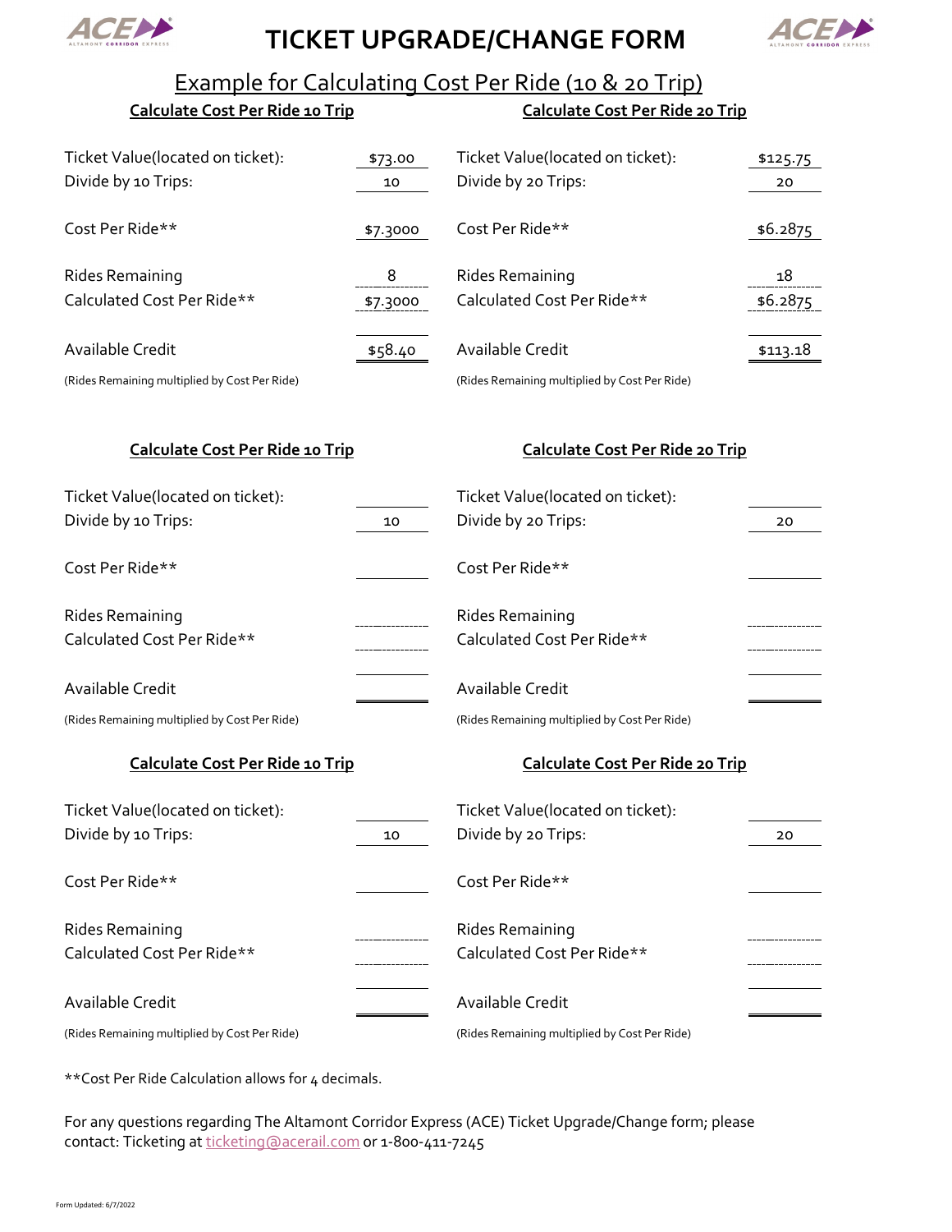# TICKET UPGRADE/CHANGE FORM

## Example for Calculating Cost Per Ride (10 & 20 Trip)

### Calculate Cost Per Ride 10 Trip

| | |
|---|---|
| Ticket Value(located on ticket): | $73.00 |
| Divide by 10 Trips: | 10 |
| Cost Per Ride** | $7.3000 |
| Rides Remaining | 8 |
| Calculated Cost Per Ride** | $7.3000 |
| Available Credit | $58.40 |

(Rides Remaining multiplied by Cost Per Ride)

### Calculate Cost Per Ride 20 Trip

| | |
|---|---|
| Ticket Value(located on ticket): | $125.75 |
| Divide by 20 Trips: | 20 |
| Cost Per Ride** | $6.2875 |
| Rides Remaining | 18 |
| Calculated Cost Per Ride** | $6.2875 |
| Available Credit | $113.18 |

(Rides Remaining multiplied by Cost Per Ride)

### Calculate Cost Per Ride 10 Trip

| | |
|---|---|
| Ticket Value(located on ticket): | |
| Divide by 10 Trips: | 10 |
| Cost Per Ride** | |
| Rides Remaining | |
| Calculated Cost Per Ride** | |
| Available Credit | |

(Rides Remaining multiplied by Cost Per Ride)

### Calculate Cost Per Ride 20 Trip

| | |
|---|---|
| Ticket Value(located on ticket): | |
| Divide by 20 Trips: | 20 |
| Cost Per Ride** | |
| Rides Remaining | |
| Calculated Cost Per Ride** | |
| Available Credit | |

(Rides Remaining multiplied by Cost Per Ride)

### Calculate Cost Per Ride 10 Trip

| | |
|---|---|
| Ticket Value(located on ticket): | |
| Divide by 10 Trips: | 10 |
| Cost Per Ride** | |
| Rides Remaining | |
| Calculated Cost Per Ride** | |
| Available Credit | |

(Rides Remaining multiplied by Cost Per Ride)

### Calculate Cost Per Ride 20 Trip

| | |
|---|---|
| Ticket Value(located on ticket): | |
| Divide by 20 Trips: | 20 |
| Cost Per Ride** | |
| Rides Remaining | |
| Calculated Cost Per Ride** | |
| Available Credit | |

(Rides Remaining multiplied by Cost Per Ride)

**Cost Per Ride Calculation allows for 4 decimals.

For any questions regarding The Altamont Corridor Express (ACE) Ticket Upgrade/Change form; please contact: Ticketing at ticketing@acerail.com or 1-800-411-7245

Form Updated: 6/7/2022